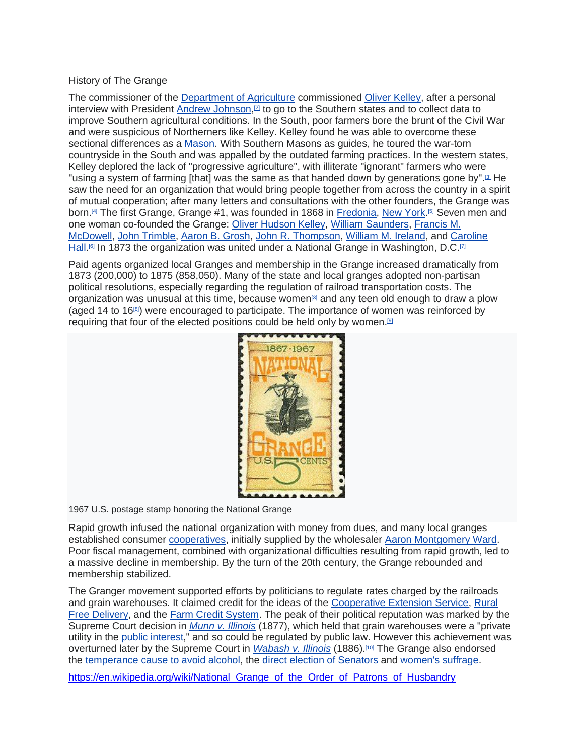History of The Grange

The commissioner of the Department of Agriculture commissioned Oliver Kelley, after a personal interview with President Andrew Johnson,[2] to go to the Southern states and to collect data to improve Southern agricultural conditions. In the South, poor farmers bore the brunt of the Civil War and were suspicious of Northerners like Kelley. Kelley found he was able to overcome these sectional differences as a Mason. With Southern Masons as guides, he toured the war-torn countryside in the South and was appalled by the outdated farming practices. In the western states, Kelley deplored the lack of "progressive agriculture", with illiterate "ignorant" farmers who were "using a system of farming [that] was the same as that handed down by generations gone by".[3] He saw the need for an organization that would bring people together from across the country in a spirit of mutual cooperation; after many letters and consultations with the other founders, the Grange was born.[4] The first Grange, Grange #1, was founded in 1868 in Fredonia, New York.[5] Seven men and one woman co-founded the Grange: Oliver Hudson Kelley, William Saunders, Francis M. McDowell, John Trimble, Aaron B. Grosh, John R. Thompson, William M. Ireland, and Caroline Hall.[6] In 1873 the organization was united under a National Grange in Washington, D.C.[7]

Paid agents organized local Granges and membership in the Grange increased dramatically from 1873 (200,000) to 1875 (858,050). Many of the state and local granges adopted non-partisan political resolutions, especially regarding the regulation of railroad transportation costs. The organization was unusual at this time, because women[3] and any teen old enough to draw a plow (aged 14 to 16[8]) were encouraged to participate. The importance of women was reinforced by requiring that four of the elected positions could be held only by women.[9]

1967 U.S. postage stamp honoring the National Grange

Rapid growth infused the national organization with money from dues, and many local granges established consumer cooperatives, initially supplied by the wholesaler Aaron Montgomery Ward. Poor fiscal management, combined with organizational difficulties resulting from rapid growth, led to a massive decline in membership. By the turn of the 20th century, the Grange rebounded and membership stabilized.

The Granger movement supported efforts by politicians to regulate rates charged by the railroads and grain warehouses. It claimed credit for the ideas of the Cooperative Extension Service, Rural Free Delivery, and the Farm Credit System. The peak of their political reputation was marked by the Supreme Court decision in *Munn v. Illinois* (1877), which held that grain warehouses were a "private utility in the public interest," and so could be regulated by public law. However this achievement was overturned later by the Supreme Court in *Wabash v. Illinois* (1886).[10] The Grange also endorsed the temperance cause to avoid alcohol, the direct election of Senators and women's suffrage.

https://en.wikipedia.org/wiki/National_Grange_of_the_Order_of_Patrons_of_Husbandry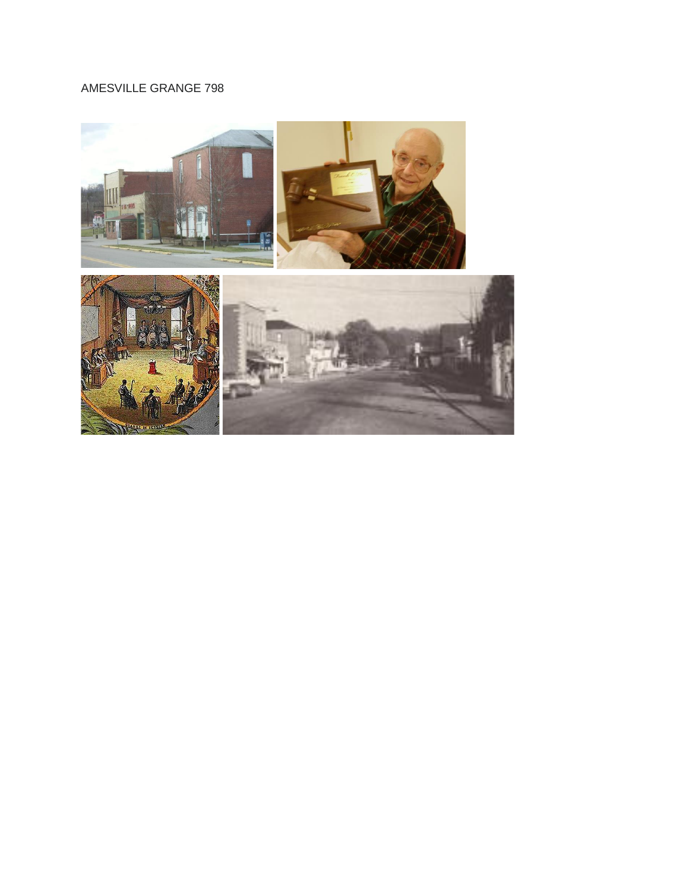AMESVILLE GRANGE 798